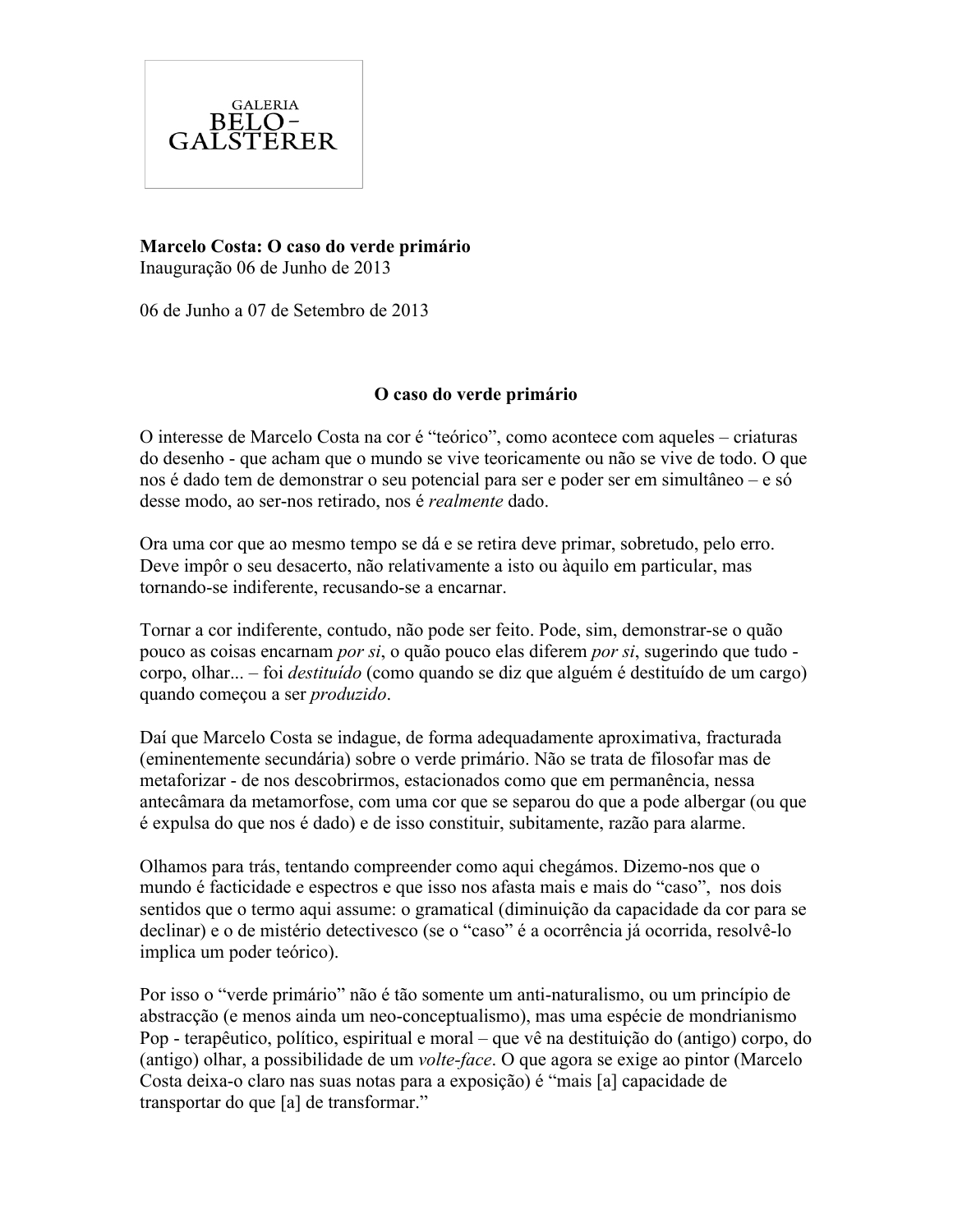GALERIA
BELO-
GALSTERER

**Marcelo Costa: O caso do verde primário**
Inauguração 06 de Junho de 2013

06 de Junho a 07 de Setembro de 2013

## O caso do verde primário

O interesse de Marcelo Costa na cor é “teórico”, como acontece com aqueles – criaturas do desenho - que acham que o mundo se vive teoricamente ou não se vive de todo. O que nos é dado tem de demonstrar o seu potencial para ser e poder ser em simultâneo – e só desse modo, ao ser-nos retirado, nos é *realmente* dado.

Ora uma cor que ao mesmo tempo se dá e se retira deve primar, sobretudo, pelo erro. Deve impôr o seu desacerto, não relativamente a isto ou àquilo em particular, mas tornando-se indiferente, recusando-se a encarnar.

Tornar a cor indiferente, contudo, não pode ser feito. Pode, sim, demonstrar-se o quão pouco as coisas encarnam *por si*, o quão pouco elas diferem *por si*, sugerindo que tudo - corpo, olhar... – foi *destituído* (como quando se diz que alguém é destituído de um cargo) quando começou a ser *produzido*.

Daí que Marcelo Costa se indague, de forma adequadamente aproximativa, fracturada (eminentemente secundária) sobre o verde primário. Não se trata de filosofar mas de metaforizar - de nos descobrirmos, estacionados como que em permanência, nessa antecâmara da metamorfose, com uma cor que se separou do que a pode albergar (ou que é expulsa do que nos é dado) e de isso constituir, subitamente, razão para alarme.

Olhamos para trás, tentando compreender como aqui chegámos. Dizemo-nos que o mundo é facticidade e espectros e que isso nos afasta mais e mais do “caso”, nos dois sentidos que o termo aqui assume: o gramatical (diminuição da capacidade da cor para se declinar) e o de mistério detectivesco (se o “caso” é a ocorrência já ocorrida, resolvê-lo implica um poder teórico).

Por isso o “verde primário” não é tão somente um anti-naturalismo, ou um princípio de abstracção (e menos ainda um neo-conceptualismo), mas uma espécie de mondrianismo Pop - terapêutico, político, espiritual e moral – que vê na destituição do (antigo) corpo, do (antigo) olhar, a possibilidade de um *volte-face*. O que agora se exige ao pintor (Marcelo Costa deixa-o claro nas suas notas para a exposição) é “mais [a] capacidade de transportar do que [a] de transformar.”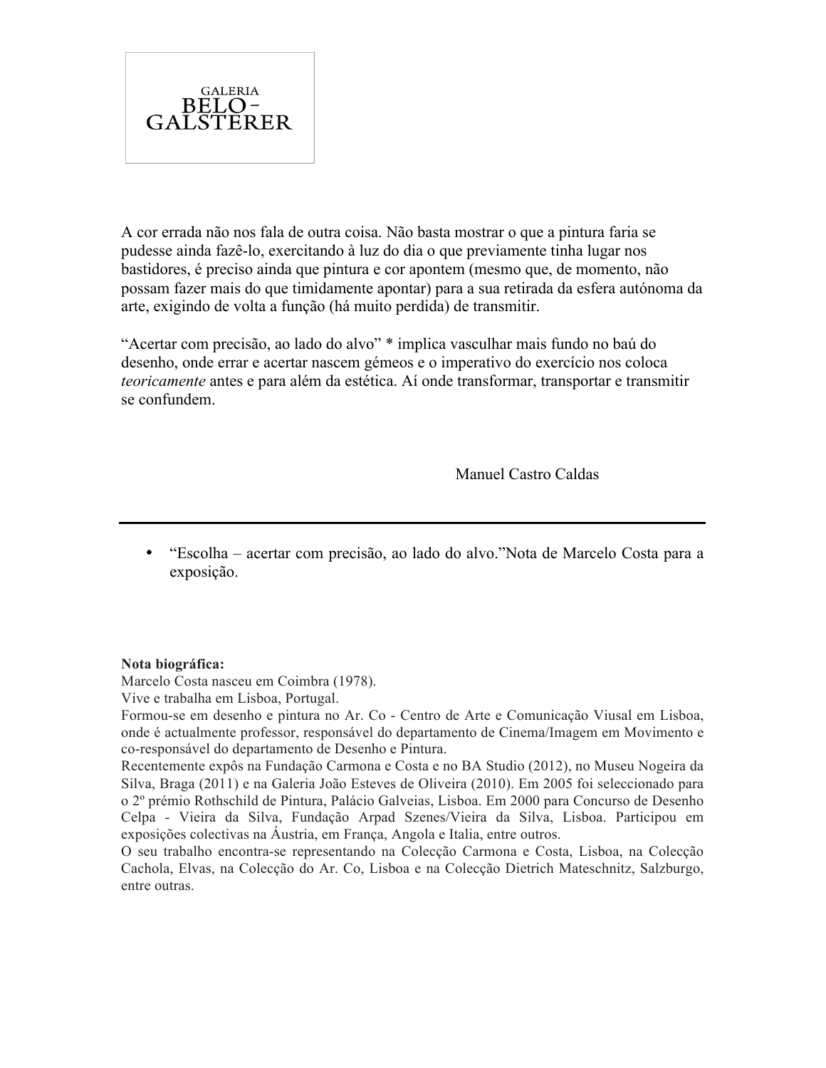GALERIA
BELO-
GALSTERER

A cor errada não nos fala de outra coisa. Não basta mostrar o que a pintura faria se pudesse ainda fazê-lo, exercitando à luz do dia o que previamente tinha lugar nos bastidores, é preciso ainda que pintura e cor apontem (mesmo que, de momento, não possam fazer mais do que timidamente apontar) para a sua retirada da esfera autónoma da arte, exigindo de volta a função (há muito perdida) de transmitir.

"Acertar com precisão, ao lado do alvo" * implica vasculhar mais fundo no baú do desenho, onde errar e acertar nascem gémeos e o imperativo do exercício nos coloca *teoricamente* antes e para além da estética. Aí onde transformar, transportar e transmitir se confundem.

Manuel Castro Caldas

---

- "Escolha – acertar com precisão, ao lado do alvo."Nota de Marcelo Costa para a exposição.

**Nota biográfica:**
Marcelo Costa nasceu em Coimbra (1978).
Vive e trabalha em Lisboa, Portugal.
Formou-se em desenho e pintura no Ar. Co - Centro de Arte e Comunicação Viusal em Lisboa, onde é actualmente professor, responsável do departamento de Cinema/Imagem em Movimento e co-responsável do departamento de Desenho e Pintura.
Recentemente expôs na Fundação Carmona e Costa e no BA Studio (2012), no Museu Nogeira da Silva, Braga (2011) e na Galeria João Esteves de Oliveira (2010). Em 2005 foi seleccionado para o 2º prémio Rothschild de Pintura, Palácio Galveias, Lisboa. Em 2000 para Concurso de Desenho Celpa - Vieira da Silva, Fundação Arpad Szenes/Vieira da Silva, Lisboa. Participou em exposições colectivas na Áustria, em França, Angola e Italia, entre outros.
O seu trabalho encontra-se representando na Colecção Carmona e Costa, Lisboa, na Colecção Cachola, Elvas, na Colecção do Ar. Co, Lisboa e na Colecção Dietrich Mateschnitz, Salzburgo, entre outras.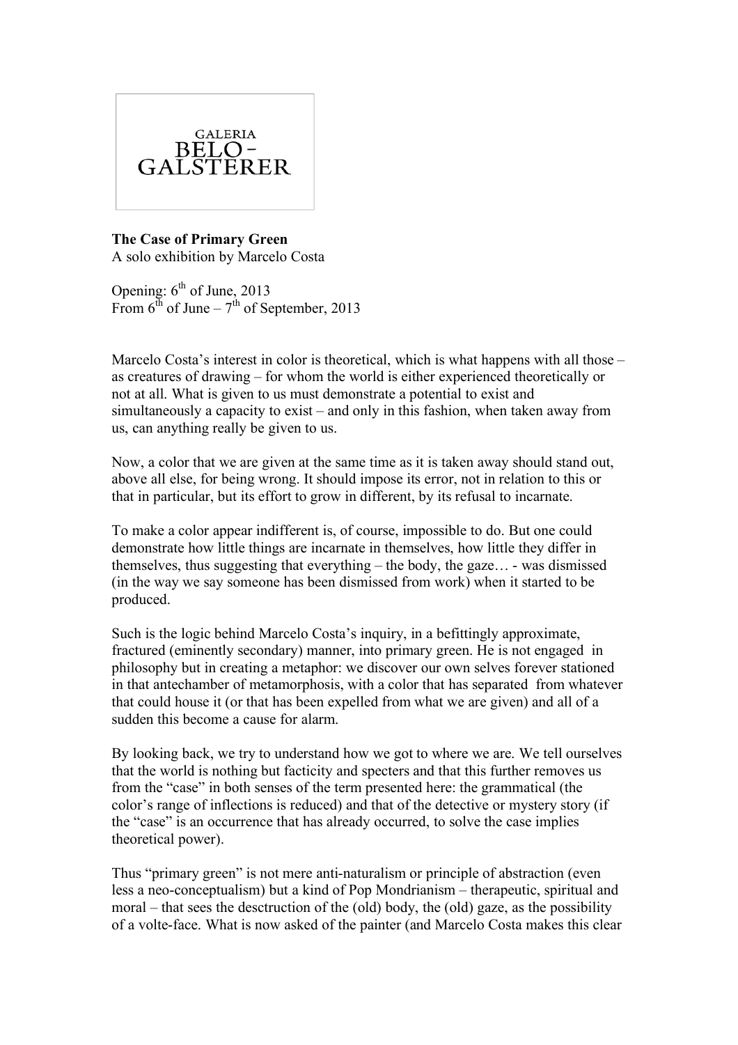GALERIA BELO-GALSTERER

**The Case of Primary Green**
A solo exhibition by Marcelo Costa

Opening: 6th of June, 2013
From 6th of June – 7th of September, 2013

Marcelo Costa's interest in color is theoretical, which is what happens with all those – as creatures of drawing – for whom the world is either experienced theoretically or not at all. What is given to us must demonstrate a potential to exist and simultaneously a capacity to exist – and only in this fashion, when taken away from us, can anything really be given to us.

Now, a color that we are given at the same time as it is taken away should stand out, above all else, for being wrong. It should impose its error, not in relation to this or that in particular, but its effort to grow in different, by its refusal to incarnate.

To make a color appear indifferent is, of course, impossible to do. But one could demonstrate how little things are incarnate in themselves, how little they differ in themselves, thus suggesting that everything – the body, the gaze… - was dismissed (in the way we say someone has been dismissed from work) when it started to be produced.

Such is the logic behind Marcelo Costa's inquiry, in a befittingly approximate, fractured (eminently secondary) manner, into primary green. He is not engaged in philosophy but in creating a metaphor: we discover our own selves forever stationed in that antechamber of metamorphosis, with a color that has separated from whatever that could house it (or that has been expelled from what we are given) and all of a sudden this become a cause for alarm.

By looking back, we try to understand how we got to where we are. We tell ourselves that the world is nothing but facticity and specters and that this further removes us from the "case" in both senses of the term presented here: the grammatical (the color's range of inflections is reduced) and that of the detective or mystery story (if the "case" is an occurrence that has already occurred, to solve the case implies theoretical power).

Thus "primary green" is not mere anti-naturalism or principle of abstraction (even less a neo-conceptualism) but a kind of Pop Mondrianism – therapeutic, spiritual and moral – that sees the desctruction of the (old) body, the (old) gaze, as the possibility of a volte-face. What is now asked of the painter (and Marcelo Costa makes this clear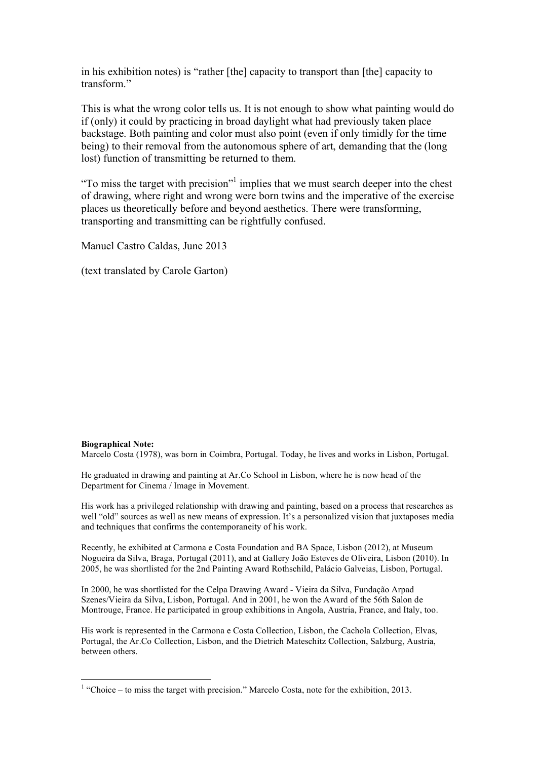in his exhibition notes) is “rather [the] capacity to transport than [the] capacity to transform.”

This is what the wrong color tells us. It is not enough to show what painting would do if (only) it could by practicing in broad daylight what had previously taken place backstage. Both painting and color must also point (even if only timidly for the time being) to their removal from the autonomous sphere of art, demanding that the (long lost) function of transmitting be returned to them.

“To miss the target with precision”[1] implies that we must search deeper into the chest of drawing, where right and wrong were born twins and the imperative of the exercise places us theoretically before and beyond aesthetics. There were transforming, transporting and transmitting can be rightfully confused.

Manuel Castro Caldas, June 2013

(text translated by Carole Garton)

**Biographical Note:**
Marcelo Costa (1978), was born in Coimbra, Portugal. Today, he lives and works in Lisbon, Portugal.

He graduated in drawing and painting at Ar.Co School in Lisbon, where he is now head of the Department for Cinema / Image in Movement.

His work has a privileged relationship with drawing and painting, based on a process that researches as well “old” sources as well as new means of expression. It’s a personalized vision that juxtaposes media and techniques that confirms the contemporaneity of his work.

Recently, he exhibited at Carmona e Costa Foundation and BA Space, Lisbon (2012), at Museum Nogueira da Silva, Braga, Portugal (2011), and at Gallery João Esteves de Oliveira, Lisbon (2010). In 2005, he was shortlisted for the 2nd Painting Award Rothschild, Palácio Galveias, Lisbon, Portugal.

In 2000, he was shortlisted for the Celpa Drawing Award - Vieira da Silva, Fundação Arpad Szenes/Vieira da Silva, Lisbon, Portugal. And in 2001, he won the Award of the 56th Salon de Montrouge, France. He participated in group exhibitions in Angola, Austria, France, and Italy, too.

His work is represented in the Carmona e Costa Collection, Lisbon, the Cachola Collection, Elvas, Portugal, the Ar.Co Collection, Lisbon, and the Dietrich Mateschitz Collection, Salzburg, Austria, between others.

[1] “Choice – to miss the target with precision.” Marcelo Costa, note for the exhibition, 2013.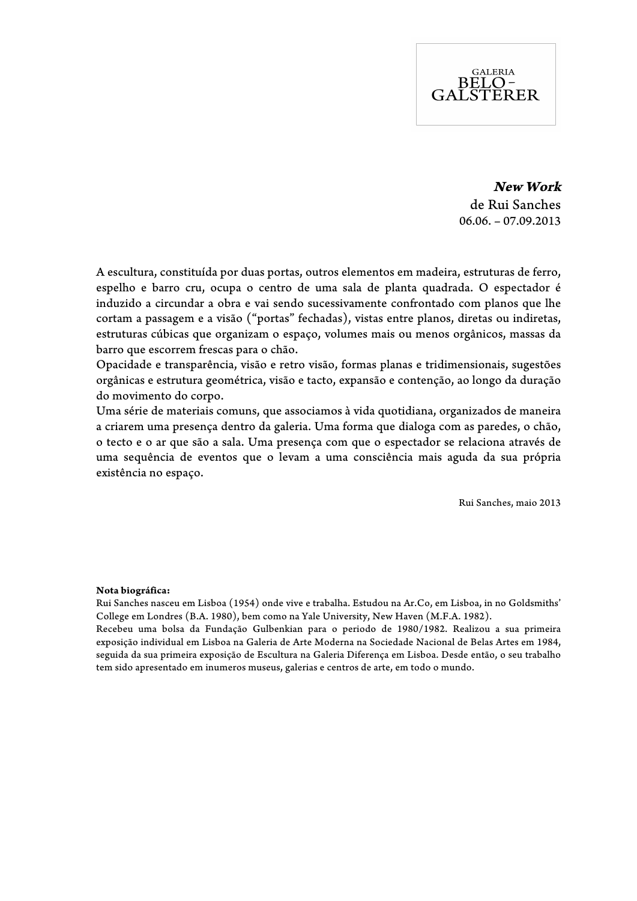GALERIA
BELO-
GALSTERER

***New Work***
de Rui Sanches
06.06. – 07.09.2013

A escultura, constituída por duas portas, outros elementos em madeira, estruturas de ferro, espelho e barro cru, ocupa o centro de uma sala de planta quadrada. O espectador é induzido a circundar a obra e vai sendo sucessivamente confrontado com planos que lhe cortam a passagem e a visão ("portas" fechadas), vistas entre planos, diretas ou indiretas, estruturas cúbicas que organizam o espaço, volumes mais ou menos orgânicos, massas da barro que escorrem frescas para o chão.
Opacidade e transparência, visão e retro visão, formas planas e tridimensionais, sugestões orgânicas e estrutura geométrica, visão e tacto, expansão e contenção, ao longo da duração do movimento do corpo.
Uma série de materiais comuns, que associamos à vida quotidiana, organizados de maneira a criarem uma presença dentro da galeria. Uma forma que dialoga com as paredes, o chão, o tecto e o ar que são a sala. Uma presença com que o espectador se relaciona através de uma sequência de eventos que o levam a uma consciência mais aguda da sua própria existência no espaço.

Rui Sanches, maio 2013

**Nota biográfica:**
Rui Sanches nasceu em Lisboa (1954) onde vive e trabalha. Estudou na Ar.Co, em Lisboa, in no Goldsmiths' College em Londres (B.A. 1980), bem como na Yale University, New Haven (M.F.A. 1982).
Recebeu uma bolsa da Fundação Gulbenkian para o periodo de 1980/1982. Realizou a sua primeira exposição individual em Lisboa na Galeria de Arte Moderna na Sociedade Nacional de Belas Artes em 1984, seguida da sua primeira exposição de Escultura na Galeria Diferença em Lisboa. Desde então, o seu trabalho tem sido apresentado em inumeros museus, galerias e centros de arte, em todo o mundo.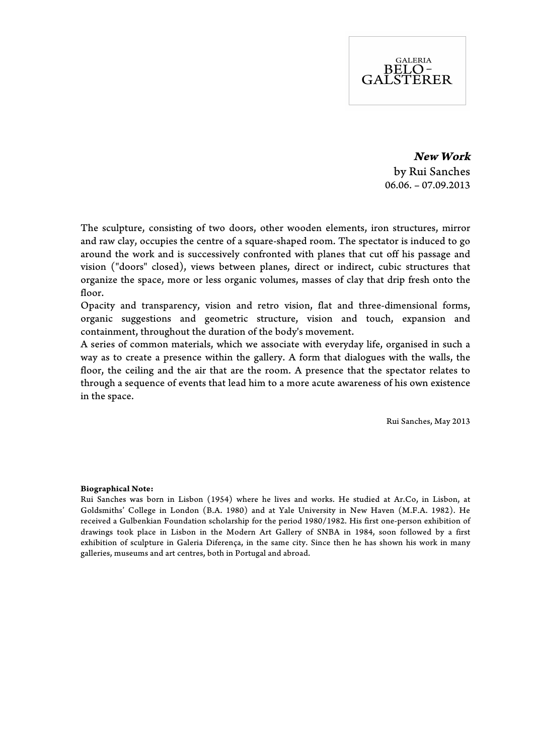GALERIA
BELO-
GALSTERER

***New Work***
by Rui Sanches
06.06. – 07.09.2013

The sculpture, consisting of two doors, other wooden elements, iron structures, mirror and raw clay, occupies the centre of a square-shaped room. The spectator is induced to go around the work and is successively confronted with planes that cut off his passage and vision ("doors" closed), views between planes, direct or indirect, cubic structures that organize the space, more or less organic volumes, masses of clay that drip fresh onto the floor.

Opacity and transparency, vision and retro vision, flat and three-dimensional forms, organic suggestions and geometric structure, vision and touch, expansion and containment, throughout the duration of the body's movement.

A series of common materials, which we associate with everyday life, organised in such a way as to create a presence within the gallery. A form that dialogues with the walls, the floor, the ceiling and the air that are the room. A presence that the spectator relates to through a sequence of events that lead him to a more acute awareness of his own existence in the space.

Rui Sanches, May 2013

**Biographical Note:**
Rui Sanches was born in Lisbon (1954) where he lives and works. He studied at Ar.Co, in Lisbon, at Goldsmiths' College in London (B.A. 1980) and at Yale University in New Haven (M.F.A. 1982). He received a Gulbenkian Foundation scholarship for the period 1980/1982. His first one-person exhibition of drawings took place in Lisbon in the Modern Art Gallery of SNBA in 1984, soon followed by a first exhibition of sculpture in Galeria Diferença, in the same city. Since then he has shown his work in many galleries, museums and art centres, both in Portugal and abroad.